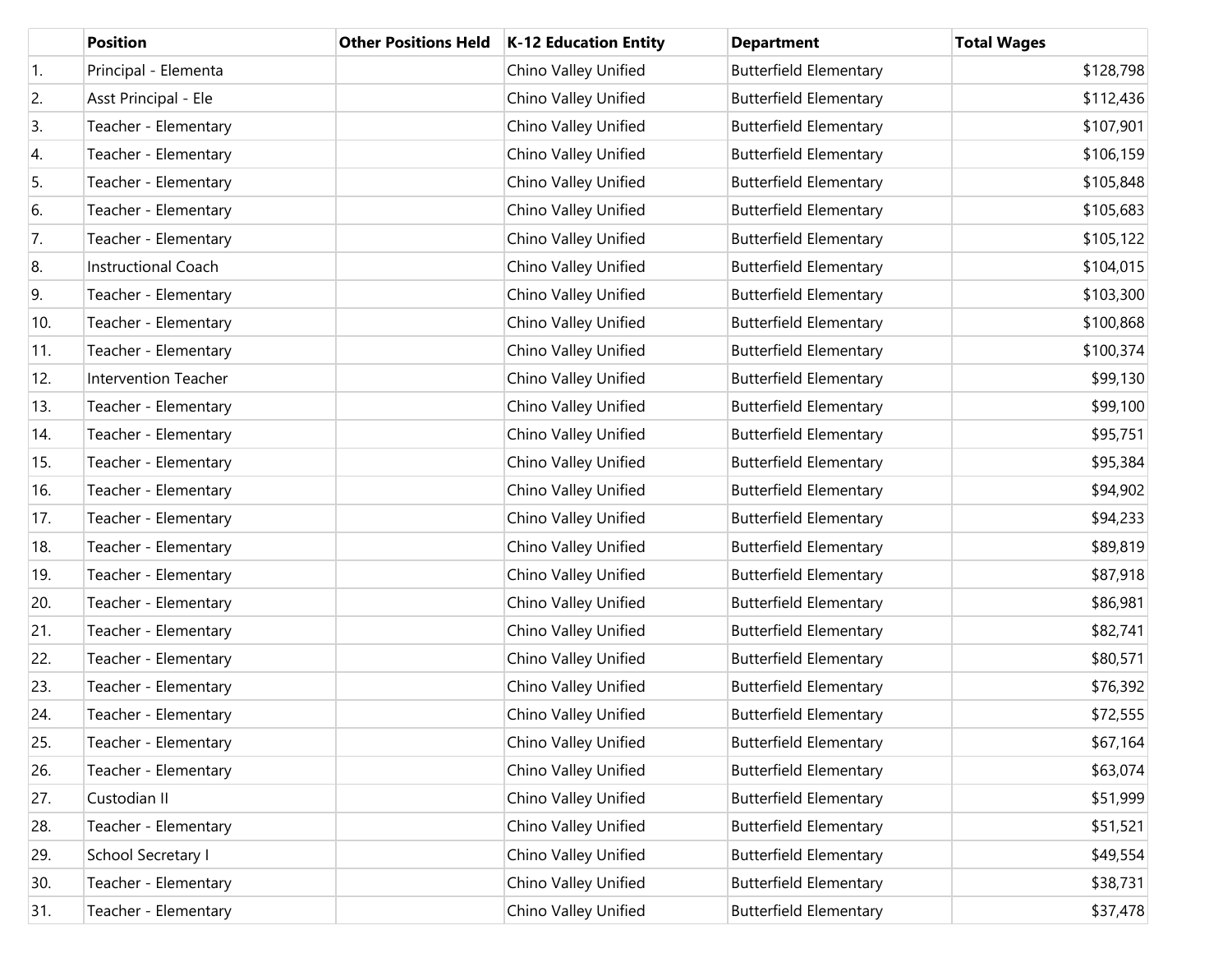| | Position | Other Positions Held | K-12 Education Entity | Department | Total Wages |
|---|---|---|---|---|---|
| 1. | Principal - Elementa | | Chino Valley Unified | Butterfield Elementary | $128,798 |
| 2. | Asst Principal - Ele | | Chino Valley Unified | Butterfield Elementary | $112,436 |
| 3. | Teacher - Elementary | | Chino Valley Unified | Butterfield Elementary | $107,901 |
| 4. | Teacher - Elementary | | Chino Valley Unified | Butterfield Elementary | $106,159 |
| 5. | Teacher - Elementary | | Chino Valley Unified | Butterfield Elementary | $105,848 |
| 6. | Teacher - Elementary | | Chino Valley Unified | Butterfield Elementary | $105,683 |
| 7. | Teacher - Elementary | | Chino Valley Unified | Butterfield Elementary | $105,122 |
| 8. | Instructional Coach | | Chino Valley Unified | Butterfield Elementary | $104,015 |
| 9. | Teacher - Elementary | | Chino Valley Unified | Butterfield Elementary | $103,300 |
| 10. | Teacher - Elementary | | Chino Valley Unified | Butterfield Elementary | $100,868 |
| 11. | Teacher - Elementary | | Chino Valley Unified | Butterfield Elementary | $100,374 |
| 12. | Intervention Teacher | | Chino Valley Unified | Butterfield Elementary | $99,130 |
| 13. | Teacher - Elementary | | Chino Valley Unified | Butterfield Elementary | $99,100 |
| 14. | Teacher - Elementary | | Chino Valley Unified | Butterfield Elementary | $95,751 |
| 15. | Teacher - Elementary | | Chino Valley Unified | Butterfield Elementary | $95,384 |
| 16. | Teacher - Elementary | | Chino Valley Unified | Butterfield Elementary | $94,902 |
| 17. | Teacher - Elementary | | Chino Valley Unified | Butterfield Elementary | $94,233 |
| 18. | Teacher - Elementary | | Chino Valley Unified | Butterfield Elementary | $89,819 |
| 19. | Teacher - Elementary | | Chino Valley Unified | Butterfield Elementary | $87,918 |
| 20. | Teacher - Elementary | | Chino Valley Unified | Butterfield Elementary | $86,981 |
| 21. | Teacher - Elementary | | Chino Valley Unified | Butterfield Elementary | $82,741 |
| 22. | Teacher - Elementary | | Chino Valley Unified | Butterfield Elementary | $80,571 |
| 23. | Teacher - Elementary | | Chino Valley Unified | Butterfield Elementary | $76,392 |
| 24. | Teacher - Elementary | | Chino Valley Unified | Butterfield Elementary | $72,555 |
| 25. | Teacher - Elementary | | Chino Valley Unified | Butterfield Elementary | $67,164 |
| 26. | Teacher - Elementary | | Chino Valley Unified | Butterfield Elementary | $63,074 |
| 27. | Custodian II | | Chino Valley Unified | Butterfield Elementary | $51,999 |
| 28. | Teacher - Elementary | | Chino Valley Unified | Butterfield Elementary | $51,521 |
| 29. | School Secretary I | | Chino Valley Unified | Butterfield Elementary | $49,554 |
| 30. | Teacher - Elementary | | Chino Valley Unified | Butterfield Elementary | $38,731 |
| 31. | Teacher - Elementary | | Chino Valley Unified | Butterfield Elementary | $37,478 |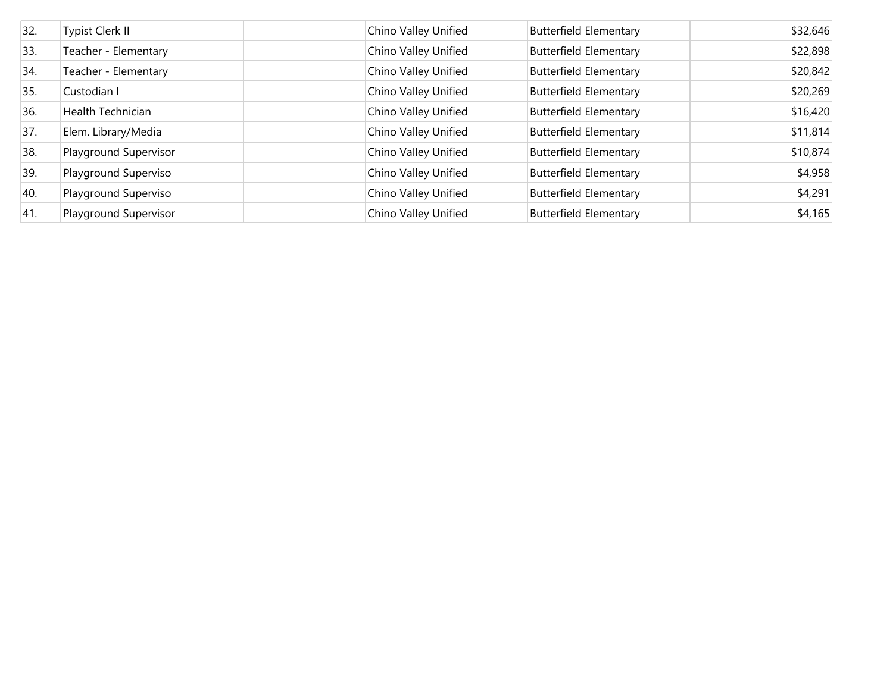| | | | | | |
|---|---|---|---|---|---|
| 32. | Typist Clerk II | | Chino Valley Unified | Butterfield Elementary | $32,646 |
| 33. | Teacher - Elementary | | Chino Valley Unified | Butterfield Elementary | $22,898 |
| 34. | Teacher - Elementary | | Chino Valley Unified | Butterfield Elementary | $20,842 |
| 35. | Custodian I | | Chino Valley Unified | Butterfield Elementary | $20,269 |
| 36. | Health Technician | | Chino Valley Unified | Butterfield Elementary | $16,420 |
| 37. | Elem. Library/Media | | Chino Valley Unified | Butterfield Elementary | $11,814 |
| 38. | Playground Supervisor | | Chino Valley Unified | Butterfield Elementary | $10,874 |
| 39. | Playground Superviso | | Chino Valley Unified | Butterfield Elementary | $4,958 |
| 40. | Playground Superviso | | Chino Valley Unified | Butterfield Elementary | $4,291 |
| 41. | Playground Supervisor | | Chino Valley Unified | Butterfield Elementary | $4,165 |